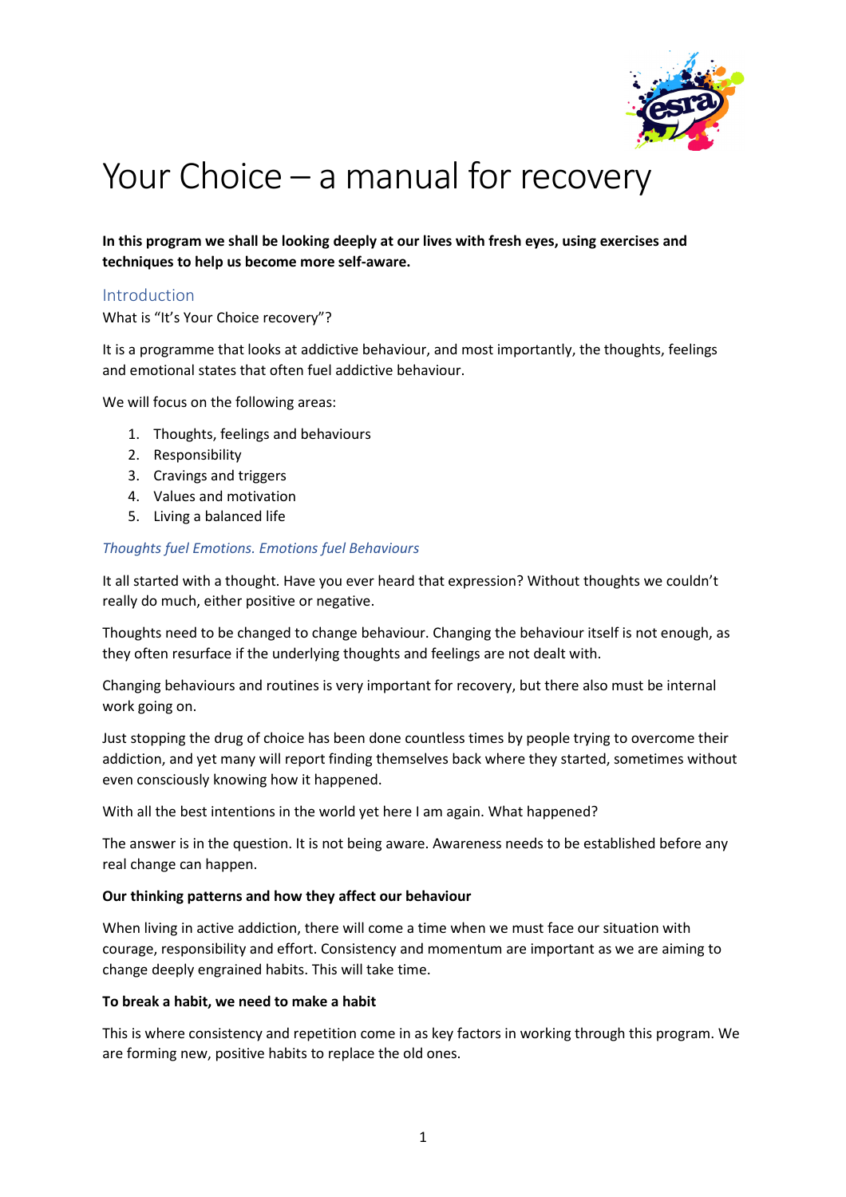# Your Choice – a manual for recovery

**In this program we shall be looking deeply at our lives with fresh eyes, using exercises and techniques to help us become more self-aware.**

## Introduction

What is "It's Your Choice recovery"?

It is a programme that looks at addictive behaviour, and most importantly, the thoughts, feelings and emotional states that often fuel addictive behaviour.

We will focus on the following areas:

1. Thoughts, feelings and behaviours
2. Responsibility
3. Cravings and triggers
4. Values and motivation
5. Living a balanced life

### *Thoughts fuel Emotions. Emotions fuel Behaviours*

It all started with a thought. Have you ever heard that expression? Without thoughts we couldn't really do much, either positive or negative.

Thoughts need to be changed to change behaviour. Changing the behaviour itself is not enough, as they often resurface if the underlying thoughts and feelings are not dealt with.

Changing behaviours and routines is very important for recovery, but there also must be internal work going on.

Just stopping the drug of choice has been done countless times by people trying to overcome their addiction, and yet many will report finding themselves back where they started, sometimes without even consciously knowing how it happened.

With all the best intentions in the world yet here I am again. What happened?

The answer is in the question. It is not being aware. Awareness needs to be established before any real change can happen.

**Our thinking patterns and how they affect our behaviour**

When living in active addiction, there will come a time when we must face our situation with courage, responsibility and effort. Consistency and momentum are important as we are aiming to change deeply engrained habits. This will take time.

**To break a habit, we need to make a habit**

This is where consistency and repetition come in as key factors in working through this program. We are forming new, positive habits to replace the old ones.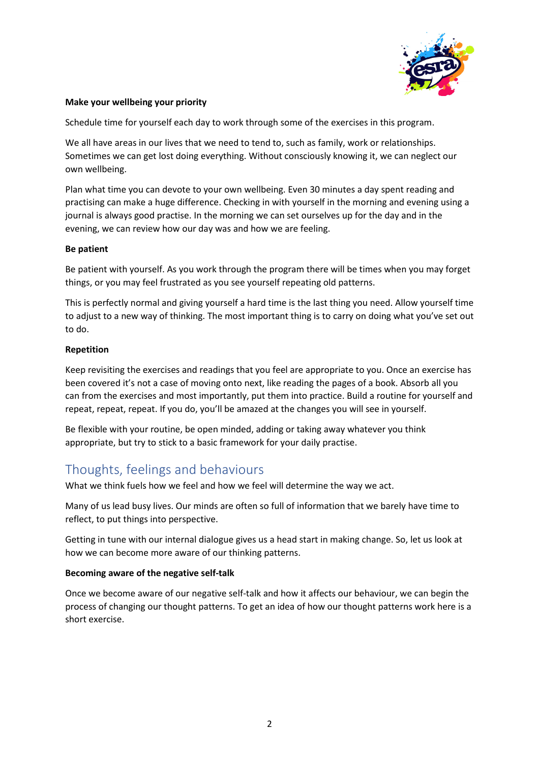**Make your wellbeing your priority**

Schedule time for yourself each day to work through some of the exercises in this program.

We all have areas in our lives that we need to tend to, such as family, work or relationships. Sometimes we can get lost doing everything. Without consciously knowing it, we can neglect our own wellbeing.

Plan what time you can devote to your own wellbeing. Even 30 minutes a day spent reading and practising can make a huge difference. Checking in with yourself in the morning and evening using a journal is always good practise. In the morning we can set ourselves up for the day and in the evening, we can review how our day was and how we are feeling.

**Be patient**

Be patient with yourself. As you work through the program there will be times when you may forget things, or you may feel frustrated as you see yourself repeating old patterns.

This is perfectly normal and giving yourself a hard time is the last thing you need. Allow yourself time to adjust to a new way of thinking. The most important thing is to carry on doing what you've set out to do.

**Repetition**

Keep revisiting the exercises and readings that you feel are appropriate to you. Once an exercise has been covered it's not a case of moving onto next, like reading the pages of a book. Absorb all you can from the exercises and most importantly, put them into practice. Build a routine for yourself and repeat, repeat, repeat. If you do, you'll be amazed at the changes you will see in yourself.

Be flexible with your routine, be open minded, adding or taking away whatever you think appropriate, but try to stick to a basic framework for your daily practise.

## Thoughts, feelings and behaviours

What we think fuels how we feel and how we feel will determine the way we act.

Many of us lead busy lives. Our minds are often so full of information that we barely have time to reflect, to put things into perspective.

Getting in tune with our internal dialogue gives us a head start in making change. So, let us look at how we can become more aware of our thinking patterns.

**Becoming aware of the negative self-talk**

Once we become aware of our negative self-talk and how it affects our behaviour, we can begin the process of changing our thought patterns. To get an idea of how our thought patterns work here is a short exercise.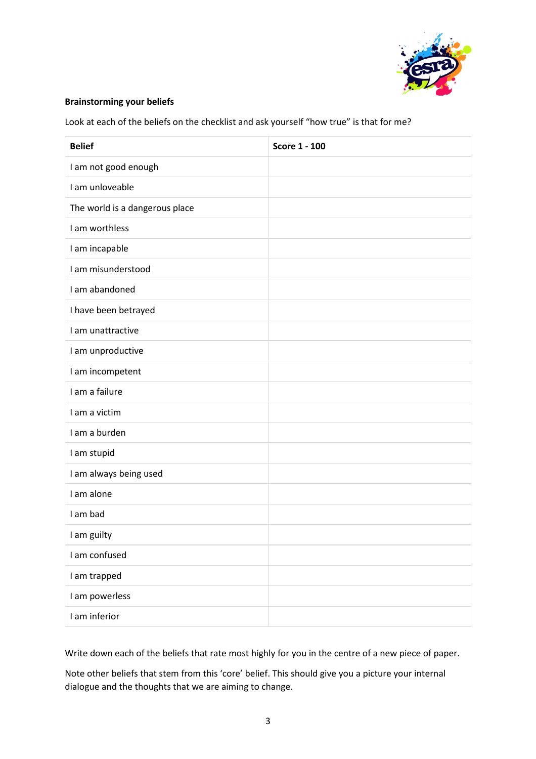**Brainstorming your beliefs**

Look at each of the beliefs on the checklist and ask yourself "how true" is that for me?

| Belief | Score 1 - 100 |
|---|---|
| I am not good enough | |
| I am unloveable | |
| The world is a dangerous place | |
| I am worthless | |
| I am incapable | |
| I am misunderstood | |
| I am abandoned | |
| I have been betrayed | |
| I am unattractive | |
| I am unproductive | |
| I am incompetent | |
| I am a failure | |
| I am a victim | |
| I am a burden | |
| I am stupid | |
| I am always being used | |
| I am alone | |
| I am bad | |
| I am guilty | |
| I am confused | |
| I am trapped | |
| I am powerless | |
| I am inferior | |

Write down each of the beliefs that rate most highly for you in the centre of a new piece of paper.

Note other beliefs that stem from this 'core' belief. This should give you a picture your internal dialogue and the thoughts that we are aiming to change.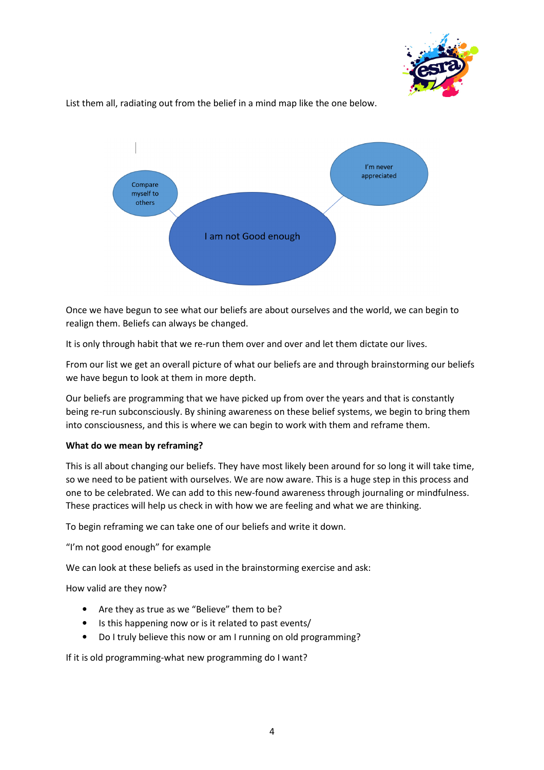List them all, radiating out from the belief in a mind map like the one below.

I am not Good enough

Compare myself to others

I'm never appreciated

Once we have begun to see what our beliefs are about ourselves and the world, we can begin to realign them. Beliefs can always be changed.

It is only through habit that we re-run them over and over and let them dictate our lives.

From our list we get an overall picture of what our beliefs are and through brainstorming our beliefs we have begun to look at them in more depth.

Our beliefs are programming that we have picked up from over the years and that is constantly being re-run subconsciously. By shining awareness on these belief systems, we begin to bring them into consciousness, and this is where we can begin to work with them and reframe them.

**What do we mean by reframing?**

This is all about changing our beliefs. They have most likely been around for so long it will take time, so we need to be patient with ourselves. We are now aware. This is a huge step in this process and one to be celebrated. We can add to this new-found awareness through journaling or mindfulness. These practices will help us check in with how we are feeling and what we are thinking.

To begin reframing we can take one of our beliefs and write it down.

"I'm not good enough" for example

We can look at these beliefs as used in the brainstorming exercise and ask:

How valid are they now?

- Are they as true as we "Believe" them to be?
- Is this happening now or is it related to past events/
- Do I truly believe this now or am I running on old programming?

If it is old programming-what new programming do I want?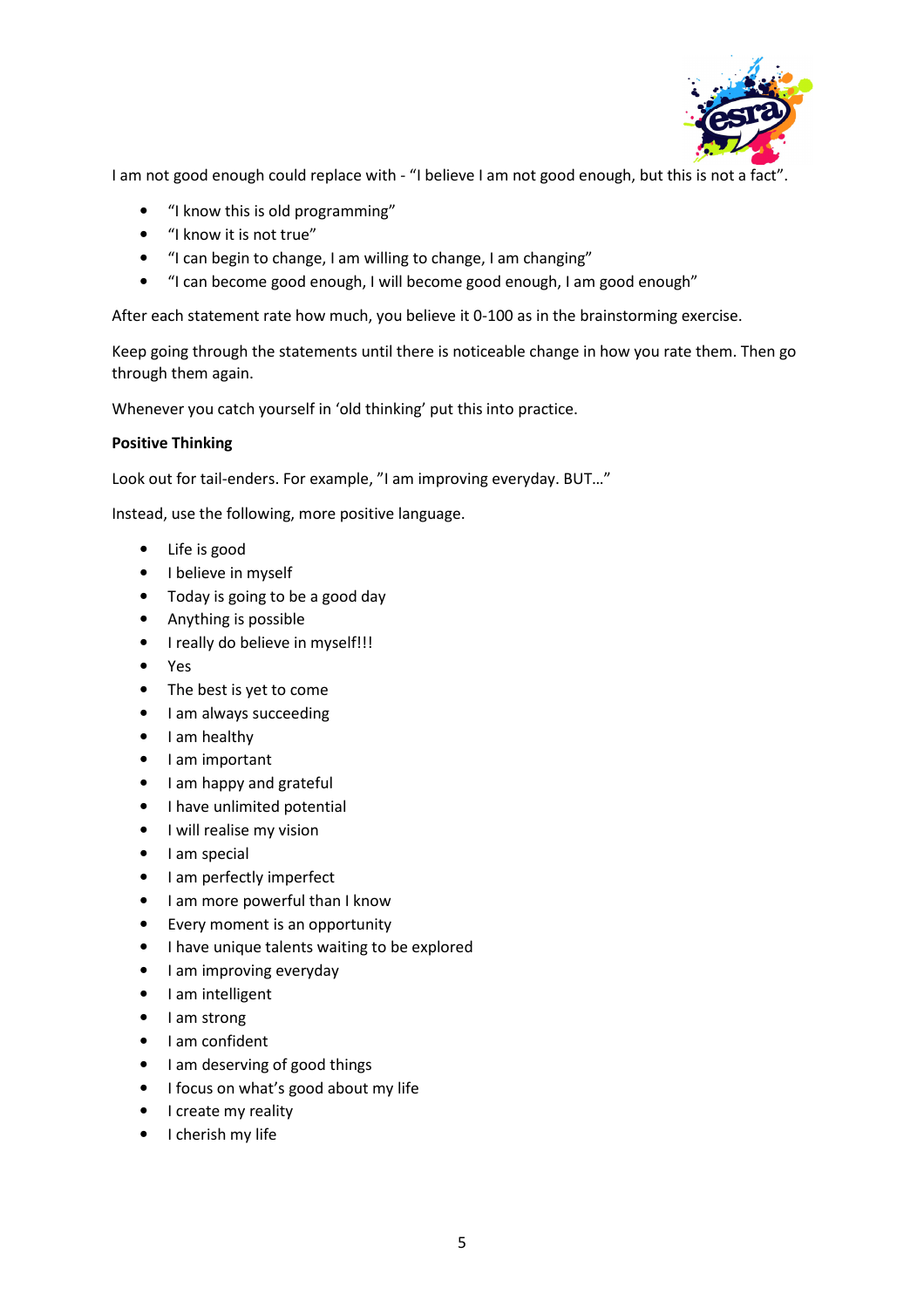I am not good enough could replace with - “I believe I am not good enough, but this is not a fact”.

- “I know this is old programming”
- “I know it is not true”
- “I can begin to change, I am willing to change, I am changing”
- “I can become good enough, I will become good enough, I am good enough”

After each statement rate how much, you believe it 0-100 as in the brainstorming exercise.

Keep going through the statements until there is noticeable change in how you rate them. Then go through them again.

Whenever you catch yourself in ‘old thinking’ put this into practice.

**Positive Thinking**

Look out for tail-enders. For example, ”I am improving everyday. BUT…”

Instead, use the following, more positive language.

- Life is good
- I believe in myself
- Today is going to be a good day
- Anything is possible
- I really do believe in myself!!!
- Yes
- The best is yet to come
- I am always succeeding
- I am healthy
- I am important
- I am happy and grateful
- I have unlimited potential
- I will realise my vision
- I am special
- I am perfectly imperfect
- I am more powerful than I know
- Every moment is an opportunity
- I have unique talents waiting to be explored
- I am improving everyday
- I am intelligent
- I am strong
- I am confident
- I am deserving of good things
- I focus on what’s good about my life
- I create my reality
- I cherish my life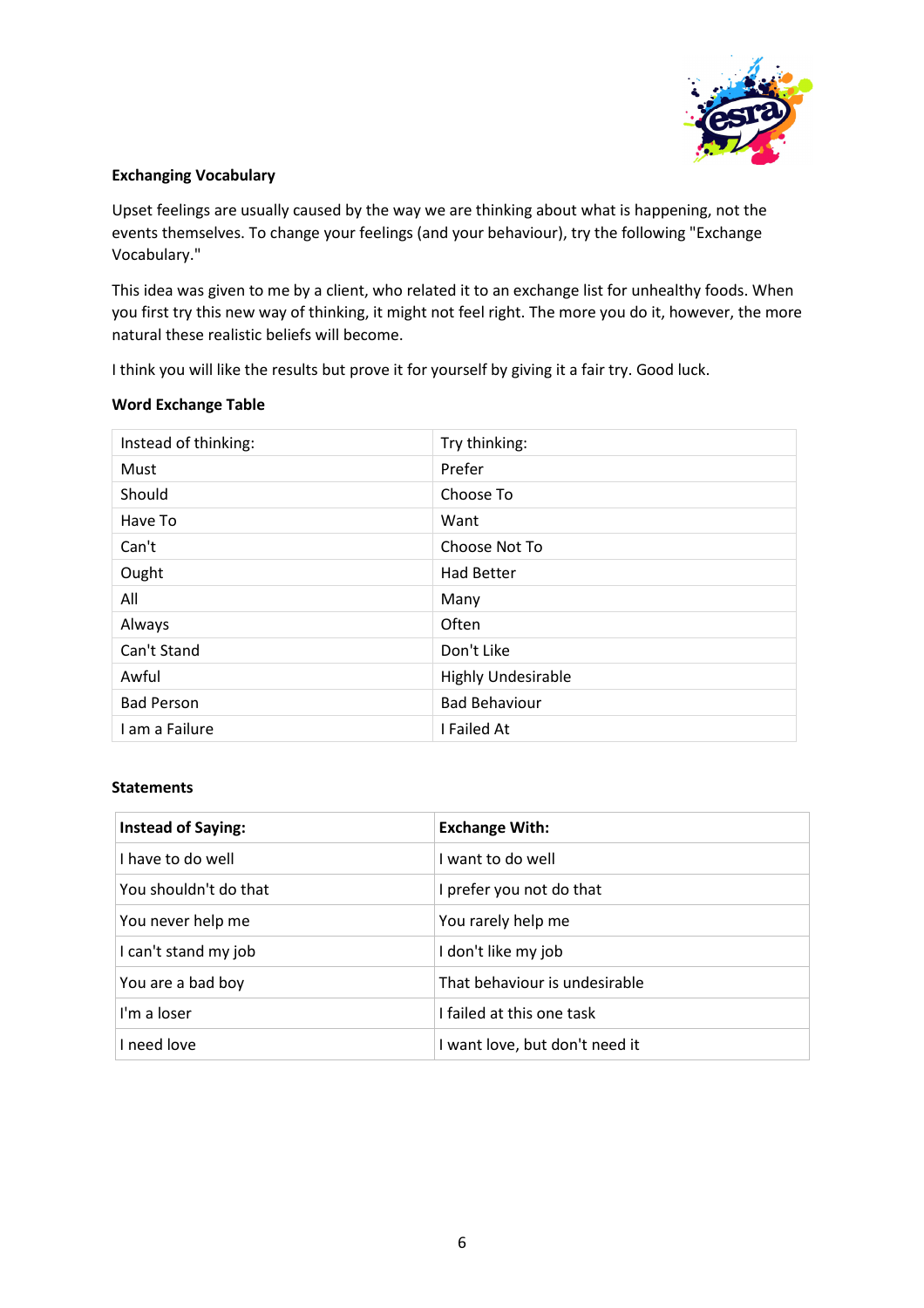**Exchanging Vocabulary**

Upset feelings are usually caused by the way we are thinking about what is happening, not the events themselves. To change your feelings (and your behaviour), try the following "Exchange Vocabulary."

This idea was given to me by a client, who related it to an exchange list for unhealthy foods. When you first try this new way of thinking, it might not feel right. The more you do it, however, the more natural these realistic beliefs will become.

I think you will like the results but prove it for yourself by giving it a fair try. Good luck.

**Word Exchange Table**

| Instead of thinking: | Try thinking: |
|---|---|
| Must | Prefer |
| Should | Choose To |
| Have To | Want |
| Can't | Choose Not To |
| Ought | Had Better |
| All | Many |
| Always | Often |
| Can't Stand | Don't Like |
| Awful | Highly Undesirable |
| Bad Person | Bad Behaviour |
| I am a Failure | I Failed At |

**Statements**

| **Instead of Saying:** | **Exchange With:** |
|---|---|
| I have to do well | I want to do well |
| You shouldn't do that | I prefer you not do that |
| You never help me | You rarely help me |
| I can't stand my job | I don't like my job |
| You are a bad boy | That behaviour is undesirable |
| I'm a loser | I failed at this one task |
| I need love | I want love, but don't need it |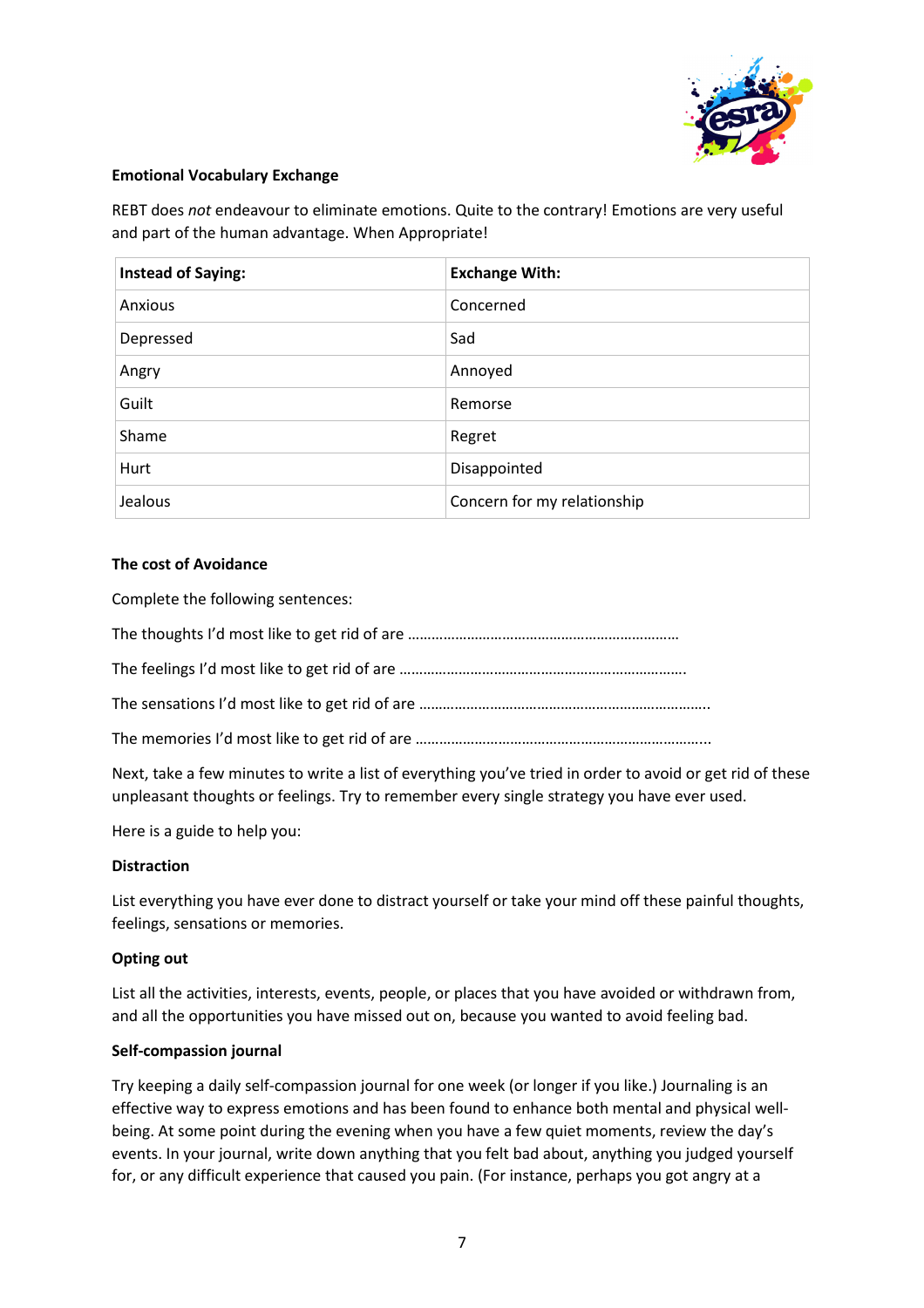**Emotional Vocabulary Exchange**

REBT does *not* endeavour to eliminate emotions. Quite to the contrary! Emotions are very useful and part of the human advantage. When Appropriate!

| Instead of Saying: | Exchange With: |
|---|---|
| Anxious | Concerned |
| Depressed | Sad |
| Angry | Annoyed |
| Guilt | Remorse |
| Shame | Regret |
| Hurt | Disappointed |
| Jealous | Concern for my relationship |

**The cost of Avoidance**

Complete the following sentences:

The thoughts I'd most like to get rid of are ……………………………………………………………

The feelings I'd most like to get rid of are ……………………………………………………………….

The sensations I'd most like to get rid of are ………………………………………………………………..

The memories I'd most like to get rid of are ………………………………………………………………..

Next, take a few minutes to write a list of everything you've tried in order to avoid or get rid of these unpleasant thoughts or feelings. Try to remember every single strategy you have ever used.

Here is a guide to help you:

**Distraction**

List everything you have ever done to distract yourself or take your mind off these painful thoughts, feelings, sensations or memories.

**Opting out**

List all the activities, interests, events, people, or places that you have avoided or withdrawn from, and all the opportunities you have missed out on, because you wanted to avoid feeling bad.

**Self-compassion journal**

Try keeping a daily self-compassion journal for one week (or longer if you like.) Journaling is an effective way to express emotions and has been found to enhance both mental and physical well-being. At some point during the evening when you have a few quiet moments, review the day's events. In your journal, write down anything that you felt bad about, anything you judged yourself for, or any difficult experience that caused you pain. (For instance, perhaps you got angry at a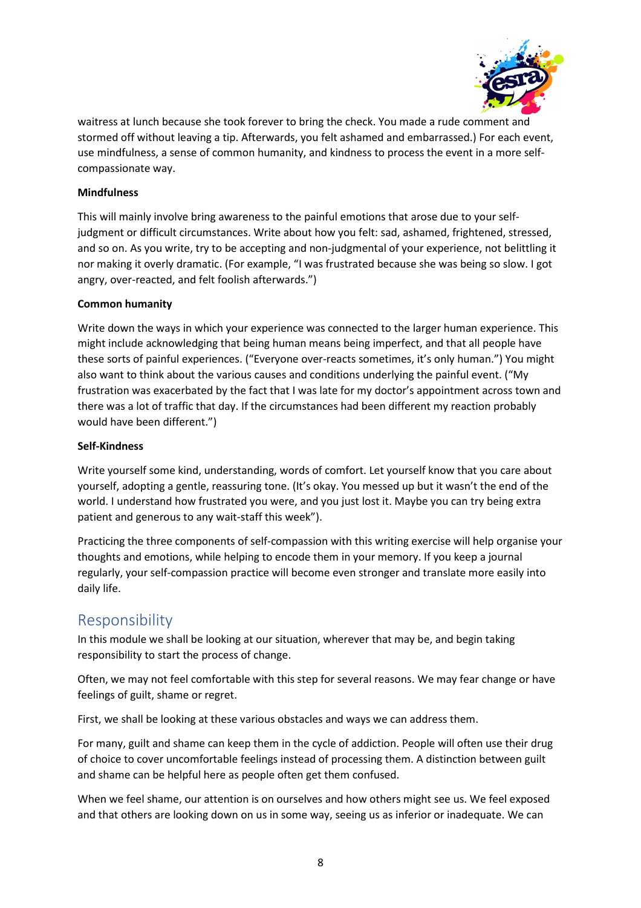waitress at lunch because she took forever to bring the check. You made a rude comment and stormed off without leaving a tip. Afterwards, you felt ashamed and embarrassed.) For each event, use mindfulness, a sense of common humanity, and kindness to process the event in a more self-compassionate way.

**Mindfulness**

This will mainly involve bring awareness to the painful emotions that arose due to your self-judgment or difficult circumstances. Write about how you felt: sad, ashamed, frightened, stressed, and so on. As you write, try to be accepting and non-judgmental of your experience, not belittling it nor making it overly dramatic. (For example, "I was frustrated because she was being so slow. I got angry, over-reacted, and felt foolish afterwards.")

**Common humanity**

Write down the ways in which your experience was connected to the larger human experience. This might include acknowledging that being human means being imperfect, and that all people have these sorts of painful experiences. ("Everyone over-reacts sometimes, it's only human.") You might also want to think about the various causes and conditions underlying the painful event. ("My frustration was exacerbated by the fact that I was late for my doctor's appointment across town and there was a lot of traffic that day. If the circumstances had been different my reaction probably would have been different.")

**Self-Kindness**

Write yourself some kind, understanding, words of comfort. Let yourself know that you care about yourself, adopting a gentle, reassuring tone. (It's okay. You messed up but it wasn't the end of the world. I understand how frustrated you were, and you just lost it. Maybe you can try being extra patient and generous to any wait-staff this week").

Practicing the three components of self-compassion with this writing exercise will help organise your thoughts and emotions, while helping to encode them in your memory. If you keep a journal regularly, your self-compassion practice will become even stronger and translate more easily into daily life.

## Responsibility

In this module we shall be looking at our situation, wherever that may be, and begin taking responsibility to start the process of change.

Often, we may not feel comfortable with this step for several reasons. We may fear change or have feelings of guilt, shame or regret.

First, we shall be looking at these various obstacles and ways we can address them.

For many, guilt and shame can keep them in the cycle of addiction. People will often use their drug of choice to cover uncomfortable feelings instead of processing them. A distinction between guilt and shame can be helpful here as people often get them confused.

When we feel shame, our attention is on ourselves and how others might see us. We feel exposed and that others are looking down on us in some way, seeing us as inferior or inadequate. We can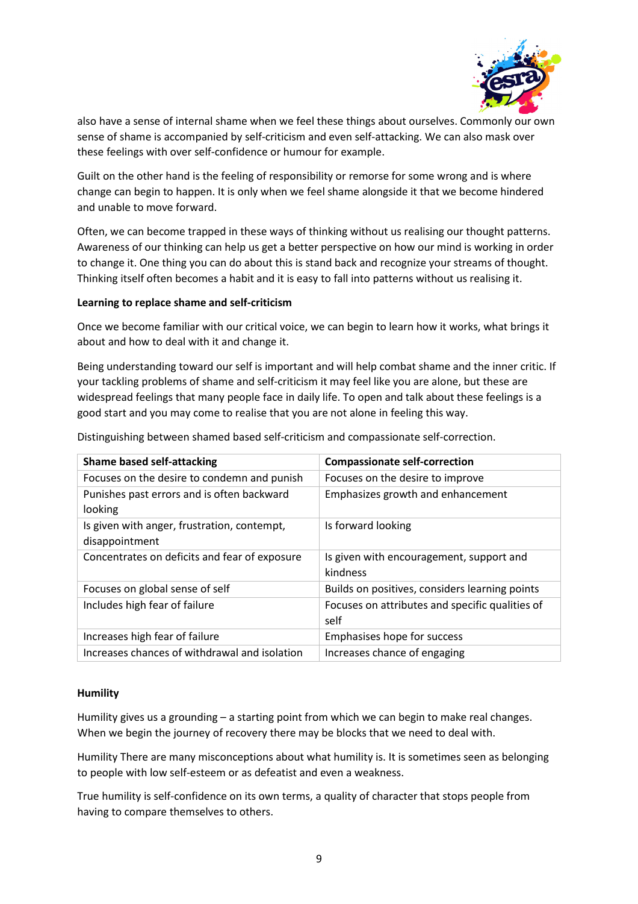also have a sense of internal shame when we feel these things about ourselves. Commonly our own sense of shame is accompanied by self-criticism and even self-attacking. We can also mask over these feelings with over self-confidence or humour for example.

Guilt on the other hand is the feeling of responsibility or remorse for some wrong and is where change can begin to happen. It is only when we feel shame alongside it that we become hindered and unable to move forward.

Often, we can become trapped in these ways of thinking without us realising our thought patterns. Awareness of our thinking can help us get a better perspective on how our mind is working in order to change it. One thing you can do about this is stand back and recognize your streams of thought. Thinking itself often becomes a habit and it is easy to fall into patterns without us realising it.

**Learning to replace shame and self-criticism**

Once we become familiar with our critical voice, we can begin to learn how it works, what brings it about and how to deal with it and change it.

Being understanding toward our self is important and will help combat shame and the inner critic. If your tackling problems of shame and self-criticism it may feel like you are alone, but these are widespread feelings that many people face in daily life. To open and talk about these feelings is a good start and you may come to realise that you are not alone in feeling this way.

Distinguishing between shamed based self-criticism and compassionate self-correction.

| **Shame based self-attacking** | **Compassionate self-correction** |
|---|---|
| Focuses on the desire to condemn and punish | Focuses on the desire to improve |
| Punishes past errors and is often backward looking | Emphasizes growth and enhancement |
| Is given with anger, frustration, contempt, disappointment | Is forward looking |
| Concentrates on deficits and fear of exposure | Is given with encouragement, support and kindness |
| Focuses on global sense of self | Builds on positives, considers learning points |
| Includes high fear of failure | Focuses on attributes and specific qualities of self |
| Increases high fear of failure | Emphasises hope for success |
| Increases chances of withdrawal and isolation | Increases chance of engaging |

**Humility**

Humility gives us a grounding – a starting point from which we can begin to make real changes. When we begin the journey of recovery there may be blocks that we need to deal with.

Humility There are many misconceptions about what humility is. It is sometimes seen as belonging to people with low self-esteem or as defeatist and even a weakness.

True humility is self-confidence on its own terms, a quality of character that stops people from having to compare themselves to others.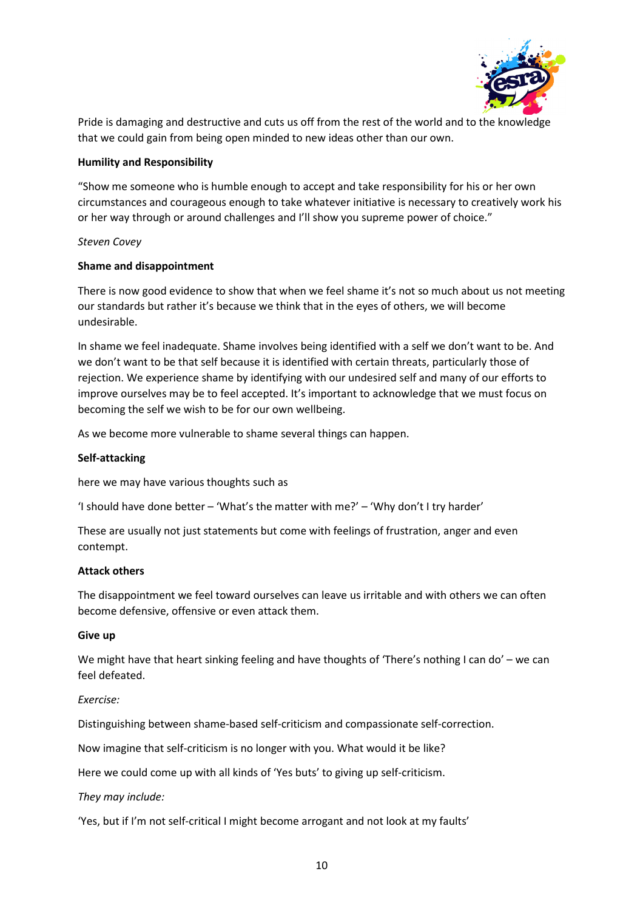Pride is damaging and destructive and cuts us off from the rest of the world and to the knowledge that we could gain from being open minded to new ideas other than our own.

**Humility and Responsibility**

"Show me someone who is humble enough to accept and take responsibility for his or her own circumstances and courageous enough to take whatever initiative is necessary to creatively work his or her way through or around challenges and I'll show you supreme power of choice."

*Steven Covey*

**Shame and disappointment**

There is now good evidence to show that when we feel shame it's not so much about us not meeting our standards but rather it's because we think that in the eyes of others, we will become undesirable.

In shame we feel inadequate. Shame involves being identified with a self we don't want to be. And we don't want to be that self because it is identified with certain threats, particularly those of rejection. We experience shame by identifying with our undesired self and many of our efforts to improve ourselves may be to feel accepted. It's important to acknowledge that we must focus on becoming the self we wish to be for our own wellbeing.

As we become more vulnerable to shame several things can happen.

**Self-attacking**

here we may have various thoughts such as

'I should have done better – 'What's the matter with me?' – 'Why don't I try harder'

These are usually not just statements but come with feelings of frustration, anger and even contempt.

**Attack others**

The disappointment we feel toward ourselves can leave us irritable and with others we can often become defensive, offensive or even attack them.

**Give up**

We might have that heart sinking feeling and have thoughts of 'There's nothing I can do' – we can feel defeated.

*Exercise:*

Distinguishing between shame-based self-criticism and compassionate self-correction.

Now imagine that self-criticism is no longer with you. What would it be like?

Here we could come up with all kinds of 'Yes buts' to giving up self-criticism.

*They may include:*

'Yes, but if I'm not self-critical I might become arrogant and not look at my faults'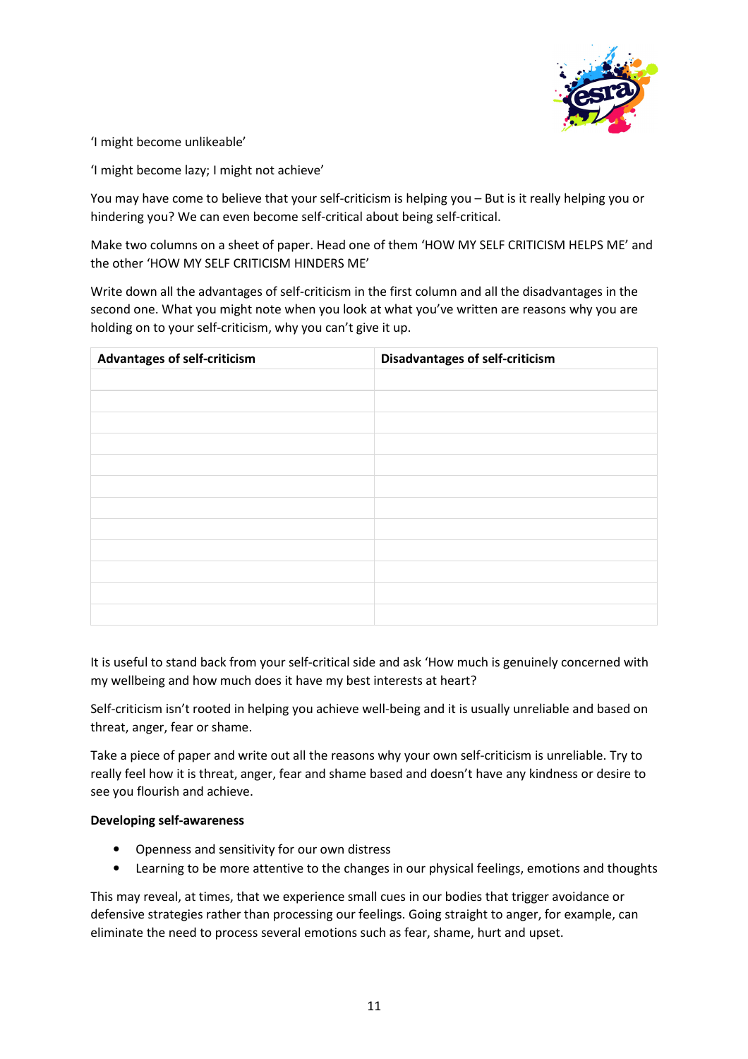'I might become unlikeable'

'I might become lazy; I might not achieve'

You may have come to believe that your self-criticism is helping you – But is it really helping you or hindering you? We can even become self-critical about being self-critical.

Make two columns on a sheet of paper. Head one of them 'HOW MY SELF CRITICISM HELPS ME' and the other 'HOW MY SELF CRITICISM HINDERS ME'

Write down all the advantages of self-criticism in the first column and all the disadvantages in the second one. What you might note when you look at what you've written are reasons why you are holding on to your self-criticism, why you can't give it up.

| Advantages of self-criticism | Disadvantages of self-criticism |
|---|---|
| | |
| | |
| | |
| | |
| | |
| | |
| | |
| | |
| | |
| | |
| | |
| | |

It is useful to stand back from your self-critical side and ask 'How much is genuinely concerned with my wellbeing and how much does it have my best interests at heart?

Self-criticism isn't rooted in helping you achieve well-being and it is usually unreliable and based on threat, anger, fear or shame.

Take a piece of paper and write out all the reasons why your own self-criticism is unreliable. Try to really feel how it is threat, anger, fear and shame based and doesn't have any kindness or desire to see you flourish and achieve.

**Developing self-awareness**

- Openness and sensitivity for our own distress
- Learning to be more attentive to the changes in our physical feelings, emotions and thoughts

This may reveal, at times, that we experience small cues in our bodies that trigger avoidance or defensive strategies rather than processing our feelings. Going straight to anger, for example, can eliminate the need to process several emotions such as fear, shame, hurt and upset.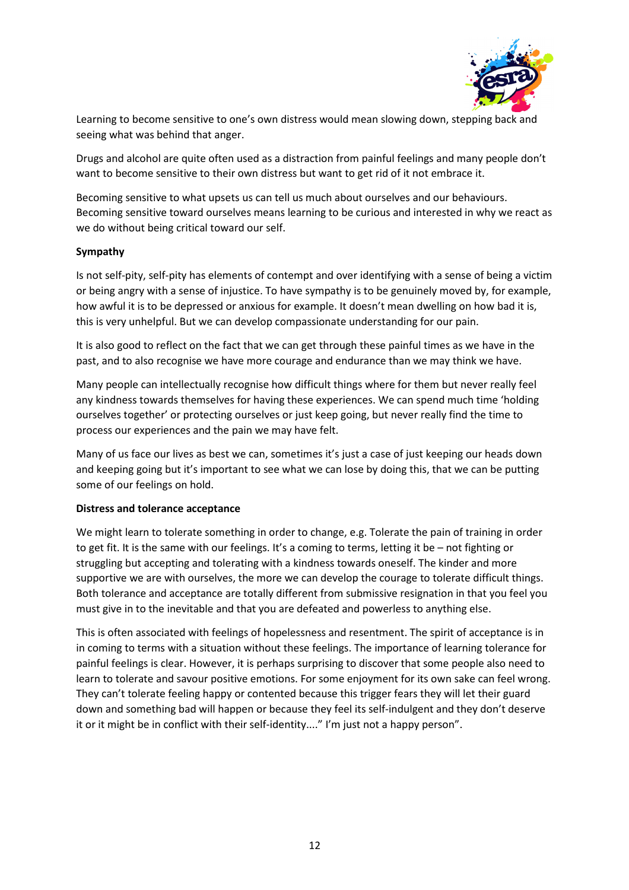Learning to become sensitive to one's own distress would mean slowing down, stepping back and seeing what was behind that anger.

Drugs and alcohol are quite often used as a distraction from painful feelings and many people don't want to become sensitive to their own distress but want to get rid of it not embrace it.

Becoming sensitive to what upsets us can tell us much about ourselves and our behaviours. Becoming sensitive toward ourselves means learning to be curious and interested in why we react as we do without being critical toward our self.

**Sympathy**

Is not self-pity, self-pity has elements of contempt and over identifying with a sense of being a victim or being angry with a sense of injustice. To have sympathy is to be genuinely moved by, for example, how awful it is to be depressed or anxious for example. It doesn't mean dwelling on how bad it is, this is very unhelpful. But we can develop compassionate understanding for our pain.

It is also good to reflect on the fact that we can get through these painful times as we have in the past, and to also recognise we have more courage and endurance than we may think we have.

Many people can intellectually recognise how difficult things where for them but never really feel any kindness towards themselves for having these experiences. We can spend much time 'holding ourselves together' or protecting ourselves or just keep going, but never really find the time to process our experiences and the pain we may have felt.

Many of us face our lives as best we can, sometimes it's just a case of just keeping our heads down and keeping going but it's important to see what we can lose by doing this, that we can be putting some of our feelings on hold.

**Distress and tolerance acceptance**

We might learn to tolerate something in order to change, e.g. Tolerate the pain of training in order to get fit. It is the same with our feelings. It's a coming to terms, letting it be – not fighting or struggling but accepting and tolerating with a kindness towards oneself. The kinder and more supportive we are with ourselves, the more we can develop the courage to tolerate difficult things. Both tolerance and acceptance are totally different from submissive resignation in that you feel you must give in to the inevitable and that you are defeated and powerless to anything else.

This is often associated with feelings of hopelessness and resentment. The spirit of acceptance is in in coming to terms with a situation without these feelings. The importance of learning tolerance for painful feelings is clear. However, it is perhaps surprising to discover that some people also need to learn to tolerate and savour positive emotions. For some enjoyment for its own sake can feel wrong. They can't tolerate feeling happy or contented because this trigger fears they will let their guard down and something bad will happen or because they feel its self-indulgent and they don't deserve it or it might be in conflict with their self-identity...." I'm just not a happy person".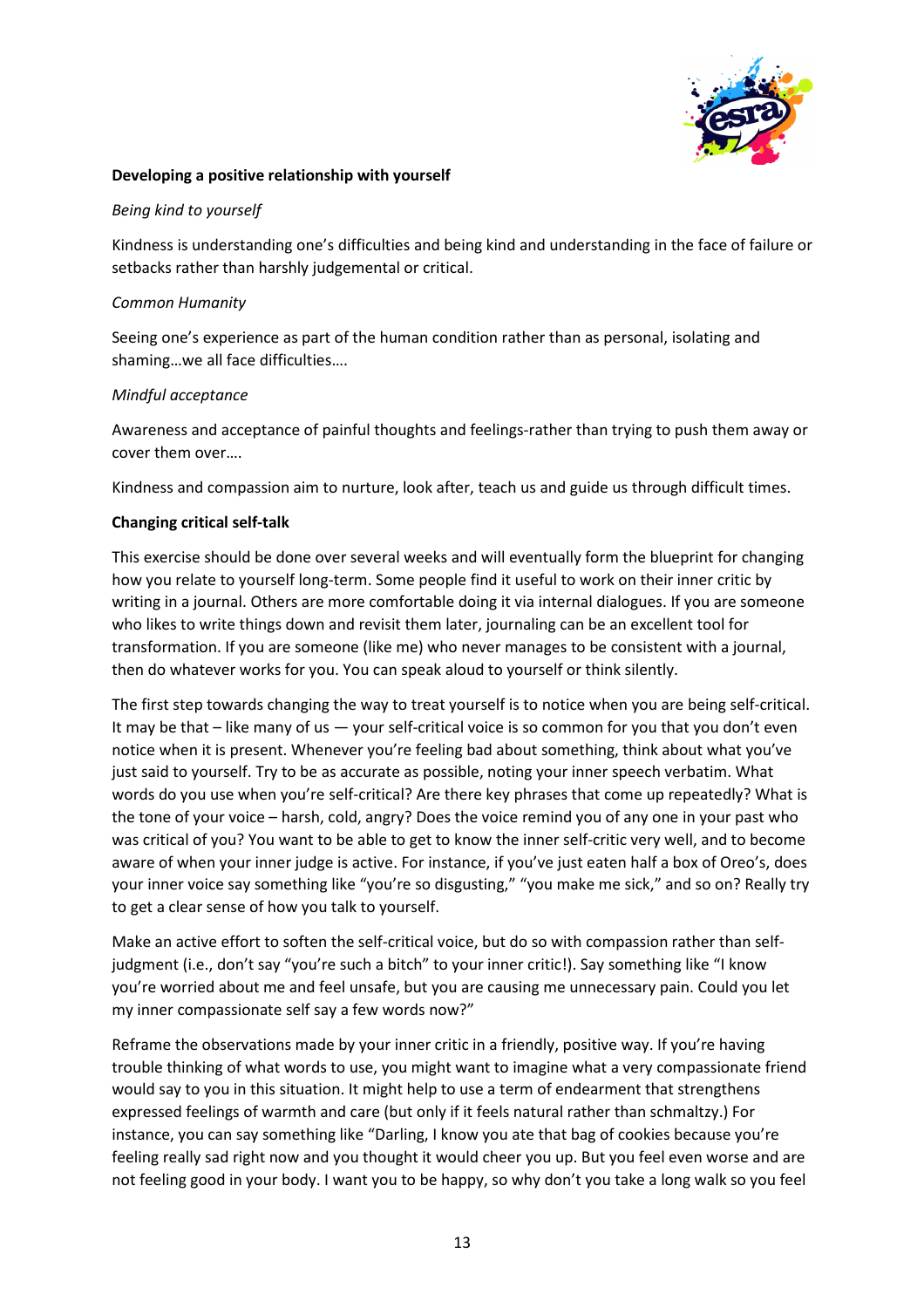**Developing a positive relationship with yourself**

*Being kind to yourself*

Kindness is understanding one's difficulties and being kind and understanding in the face of failure or setbacks rather than harshly judgemental or critical.

*Common Humanity*

Seeing one's experience as part of the human condition rather than as personal, isolating and shaming…we all face difficulties….

*Mindful acceptance*

Awareness and acceptance of painful thoughts and feelings-rather than trying to push them away or cover them over….

Kindness and compassion aim to nurture, look after, teach us and guide us through difficult times.

**Changing critical self-talk**

This exercise should be done over several weeks and will eventually form the blueprint for changing how you relate to yourself long-term. Some people find it useful to work on their inner critic by writing in a journal. Others are more comfortable doing it via internal dialogues. If you are someone who likes to write things down and revisit them later, journaling can be an excellent tool for transformation. If you are someone (like me) who never manages to be consistent with a journal, then do whatever works for you. You can speak aloud to yourself or think silently.

The first step towards changing the way to treat yourself is to notice when you are being self-critical. It may be that – like many of us — your self-critical voice is so common for you that you don't even notice when it is present. Whenever you're feeling bad about something, think about what you've just said to yourself. Try to be as accurate as possible, noting your inner speech verbatim. What words do you use when you're self-critical? Are there key phrases that come up repeatedly? What is the tone of your voice – harsh, cold, angry? Does the voice remind you of any one in your past who was critical of you? You want to be able to get to know the inner self-critic very well, and to become aware of when your inner judge is active. For instance, if you've just eaten half a box of Oreo's, does your inner voice say something like "you're so disgusting," "you make me sick," and so on? Really try to get a clear sense of how you talk to yourself.

Make an active effort to soften the self-critical voice, but do so with compassion rather than self-judgment (i.e., don't say "you're such a bitch" to your inner critic!). Say something like "I know you're worried about me and feel unsafe, but you are causing me unnecessary pain. Could you let my inner compassionate self say a few words now?"

Reframe the observations made by your inner critic in a friendly, positive way. If you're having trouble thinking of what words to use, you might want to imagine what a very compassionate friend would say to you in this situation. It might help to use a term of endearment that strengthens expressed feelings of warmth and care (but only if it feels natural rather than schmaltzy.) For instance, you can say something like "Darling, I know you ate that bag of cookies because you're feeling really sad right now and you thought it would cheer you up. But you feel even worse and are not feeling good in your body. I want you to be happy, so why don't you take a long walk so you feel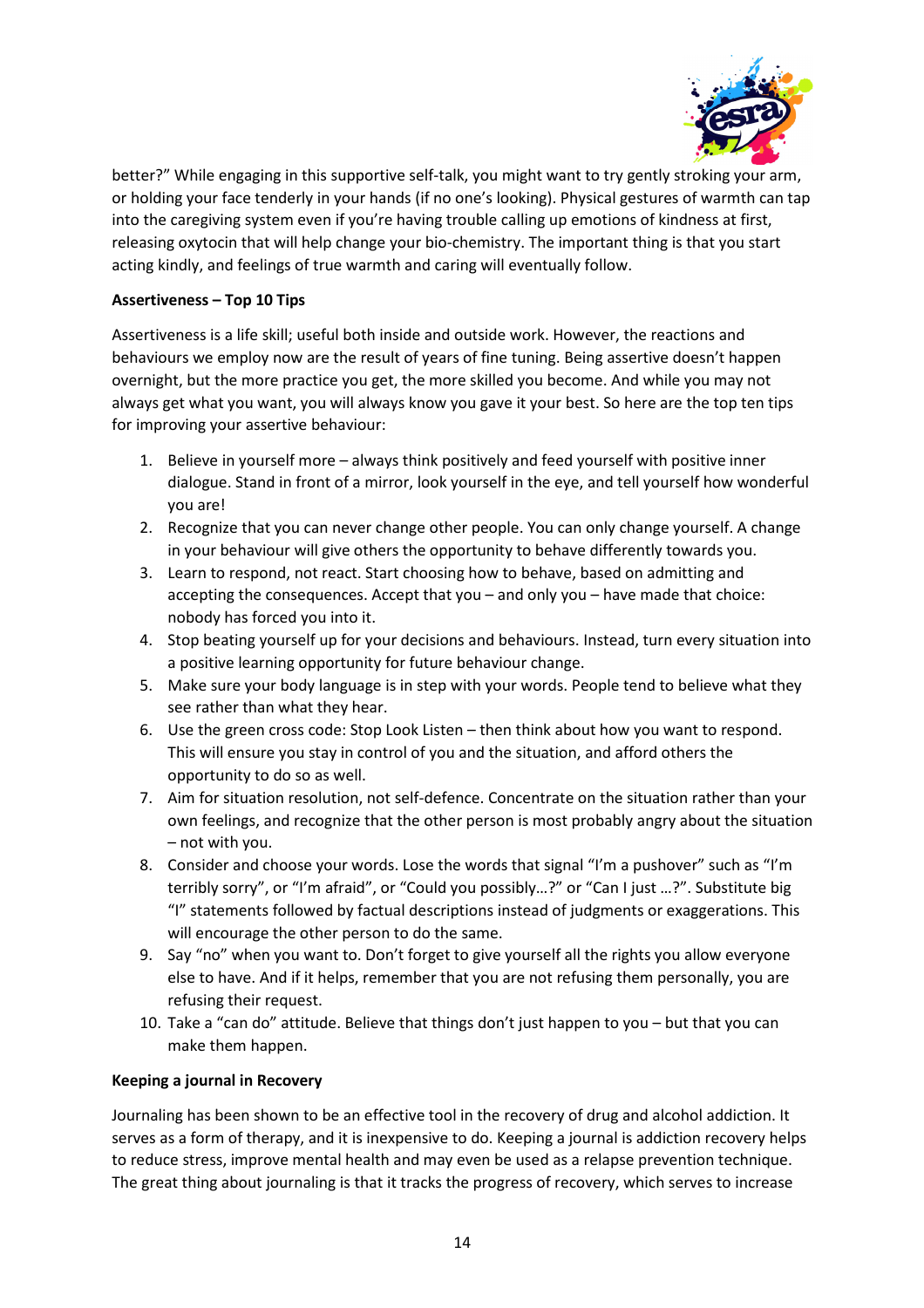better?" While engaging in this supportive self-talk, you might want to try gently stroking your arm, or holding your face tenderly in your hands (if no one's looking). Physical gestures of warmth can tap into the caregiving system even if you're having trouble calling up emotions of kindness at first, releasing oxytocin that will help change your bio-chemistry. The important thing is that you start acting kindly, and feelings of true warmth and caring will eventually follow.

**Assertiveness – Top 10 Tips**

Assertiveness is a life skill; useful both inside and outside work. However, the reactions and behaviours we employ now are the result of years of fine tuning. Being assertive doesn't happen overnight, but the more practice you get, the more skilled you become. And while you may not always get what you want, you will always know you gave it your best. So here are the top ten tips for improving your assertive behaviour:

1. Believe in yourself more – always think positively and feed yourself with positive inner dialogue. Stand in front of a mirror, look yourself in the eye, and tell yourself how wonderful you are!
2. Recognize that you can never change other people. You can only change yourself. A change in your behaviour will give others the opportunity to behave differently towards you.
3. Learn to respond, not react. Start choosing how to behave, based on admitting and accepting the consequences. Accept that you – and only you – have made that choice: nobody has forced you into it.
4. Stop beating yourself up for your decisions and behaviours. Instead, turn every situation into a positive learning opportunity for future behaviour change.
5. Make sure your body language is in step with your words. People tend to believe what they see rather than what they hear.
6. Use the green cross code: Stop Look Listen – then think about how you want to respond. This will ensure you stay in control of you and the situation, and afford others the opportunity to do so as well.
7. Aim for situation resolution, not self-defence. Concentrate on the situation rather than your own feelings, and recognize that the other person is most probably angry about the situation – not with you.
8. Consider and choose your words. Lose the words that signal "I'm a pushover" such as "I'm terribly sorry", or "I'm afraid", or "Could you possibly…?" or "Can I just …?". Substitute big "I" statements followed by factual descriptions instead of judgments or exaggerations. This will encourage the other person to do the same.
9. Say "no" when you want to. Don't forget to give yourself all the rights you allow everyone else to have. And if it helps, remember that you are not refusing them personally, you are refusing their request.
10. Take a "can do" attitude. Believe that things don't just happen to you – but that you can make them happen.

**Keeping a journal in Recovery**

Journaling has been shown to be an effective tool in the recovery of drug and alcohol addiction. It serves as a form of therapy, and it is inexpensive to do. Keeping a journal is addiction recovery helps to reduce stress, improve mental health and may even be used as a relapse prevention technique. The great thing about journaling is that it tracks the progress of recovery, which serves to increase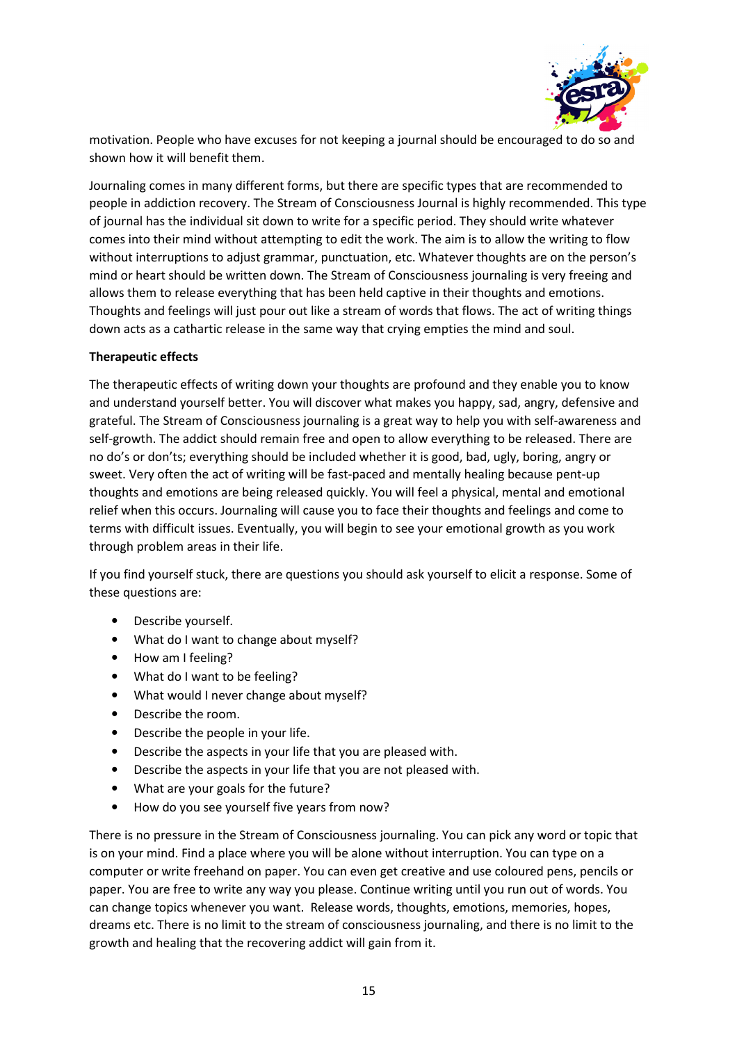motivation. People who have excuses for not keeping a journal should be encouraged to do so and shown how it will benefit them.

Journaling comes in many different forms, but there are specific types that are recommended to people in addiction recovery. The Stream of Consciousness Journal is highly recommended. This type of journal has the individual sit down to write for a specific period. They should write whatever comes into their mind without attempting to edit the work. The aim is to allow the writing to flow without interruptions to adjust grammar, punctuation, etc. Whatever thoughts are on the person's mind or heart should be written down. The Stream of Consciousness journaling is very freeing and allows them to release everything that has been held captive in their thoughts and emotions. Thoughts and feelings will just pour out like a stream of words that flows. The act of writing things down acts as a cathartic release in the same way that crying empties the mind and soul.

**Therapeutic effects**

The therapeutic effects of writing down your thoughts are profound and they enable you to know and understand yourself better. You will discover what makes you happy, sad, angry, defensive and grateful. The Stream of Consciousness journaling is a great way to help you with self-awareness and self-growth. The addict should remain free and open to allow everything to be released. There are no do's or don'ts; everything should be included whether it is good, bad, ugly, boring, angry or sweet. Very often the act of writing will be fast-paced and mentally healing because pent-up thoughts and emotions are being released quickly. You will feel a physical, mental and emotional relief when this occurs. Journaling will cause you to face their thoughts and feelings and come to terms with difficult issues. Eventually, you will begin to see your emotional growth as you work through problem areas in their life.

If you find yourself stuck, there are questions you should ask yourself to elicit a response. Some of these questions are:

- Describe yourself.
- What do I want to change about myself?
- How am I feeling?
- What do I want to be feeling?
- What would I never change about myself?
- Describe the room.
- Describe the people in your life.
- Describe the aspects in your life that you are pleased with.
- Describe the aspects in your life that you are not pleased with.
- What are your goals for the future?
- How do you see yourself five years from now?

There is no pressure in the Stream of Consciousness journaling. You can pick any word or topic that is on your mind. Find a place where you will be alone without interruption. You can type on a computer or write freehand on paper. You can even get creative and use coloured pens, pencils or paper. You are free to write any way you please. Continue writing until you run out of words. You can change topics whenever you want. Release words, thoughts, emotions, memories, hopes, dreams etc. There is no limit to the stream of consciousness journaling, and there is no limit to the growth and healing that the recovering addict will gain from it.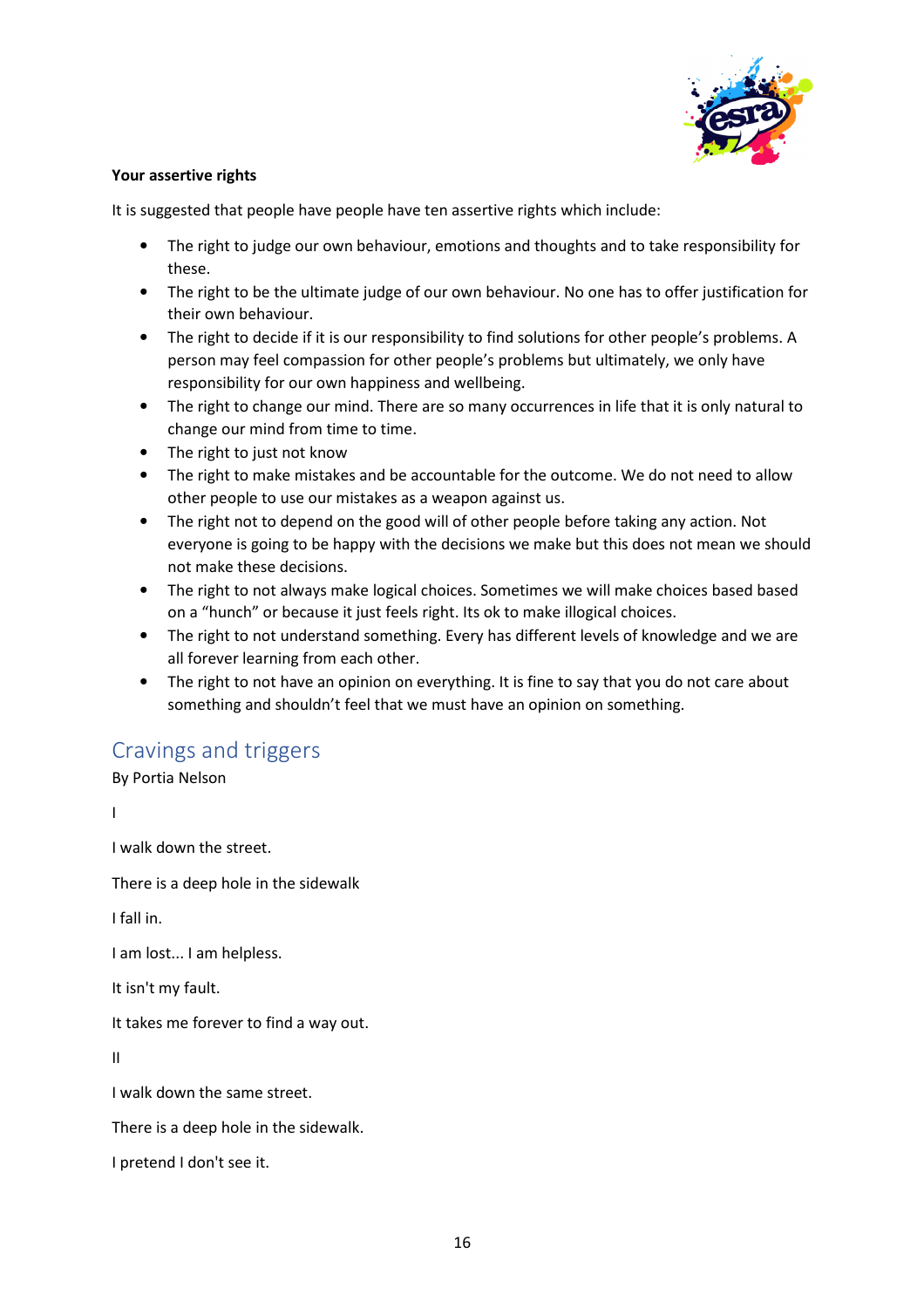**Your assertive rights**

It is suggested that people have people have ten assertive rights which include:

- The right to judge our own behaviour, emotions and thoughts and to take responsibility for these.
- The right to be the ultimate judge of our own behaviour. No one has to offer justification for their own behaviour.
- The right to decide if it is our responsibility to find solutions for other people's problems. A person may feel compassion for other people's problems but ultimately, we only have responsibility for our own happiness and wellbeing.
- The right to change our mind. There are so many occurrences in life that it is only natural to change our mind from time to time.
- The right to just not know
- The right to make mistakes and be accountable for the outcome. We do not need to allow other people to use our mistakes as a weapon against us.
- The right not to depend on the good will of other people before taking any action. Not everyone is going to be happy with the decisions we make but this does not mean we should not make these decisions.
- The right to not always make logical choices. Sometimes we will make choices based based on a "hunch" or because it just feels right. Its ok to make illogical choices.
- The right to not understand something. Every has different levels of knowledge and we are all forever learning from each other.
- The right to not have an opinion on everything. It is fine to say that you do not care about something and shouldn't feel that we must have an opinion on something.

## Cravings and triggers

By Portia Nelson

I

I walk down the street.

There is a deep hole in the sidewalk

I fall in.

I am lost... I am helpless.

It isn't my fault.

It takes me forever to find a way out.

II

I walk down the same street.

There is a deep hole in the sidewalk.

I pretend I don't see it.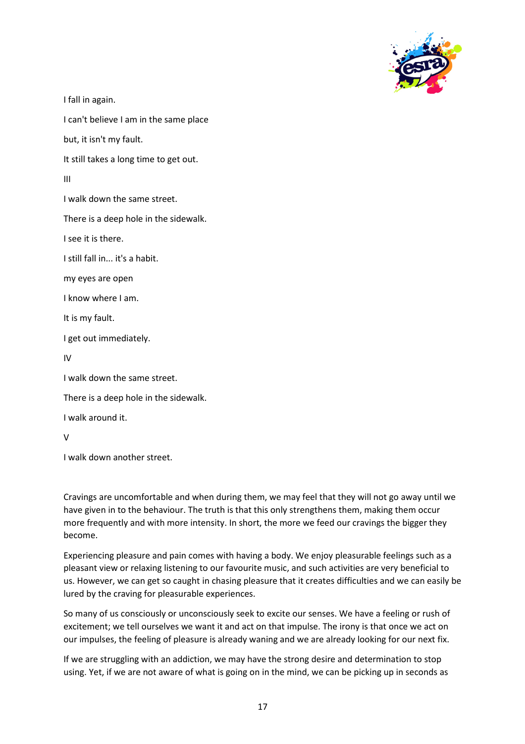I fall in again.

I can't believe I am in the same place

but, it isn't my fault.

It still takes a long time to get out.

III

I walk down the same street.

There is a deep hole in the sidewalk.

I see it is there.

I still fall in... it's a habit.

my eyes are open

I know where I am.

It is my fault.

I get out immediately.

IV

I walk down the same street.

There is a deep hole in the sidewalk.

I walk around it.

V

I walk down another street.

Cravings are uncomfortable and when during them, we may feel that they will not go away until we have given in to the behaviour. The truth is that this only strengthens them, making them occur more frequently and with more intensity. In short, the more we feed our cravings the bigger they become.

Experiencing pleasure and pain comes with having a body. We enjoy pleasurable feelings such as a pleasant view or relaxing listening to our favourite music, and such activities are very beneficial to us. However, we can get so caught in chasing pleasure that it creates difficulties and we can easily be lured by the craving for pleasurable experiences.

So many of us consciously or unconsciously seek to excite our senses. We have a feeling or rush of excitement; we tell ourselves we want it and act on that impulse. The irony is that once we act on our impulses, the feeling of pleasure is already waning and we are already looking for our next fix.

If we are struggling with an addiction, we may have the strong desire and determination to stop using. Yet, if we are not aware of what is going on in the mind, we can be picking up in seconds as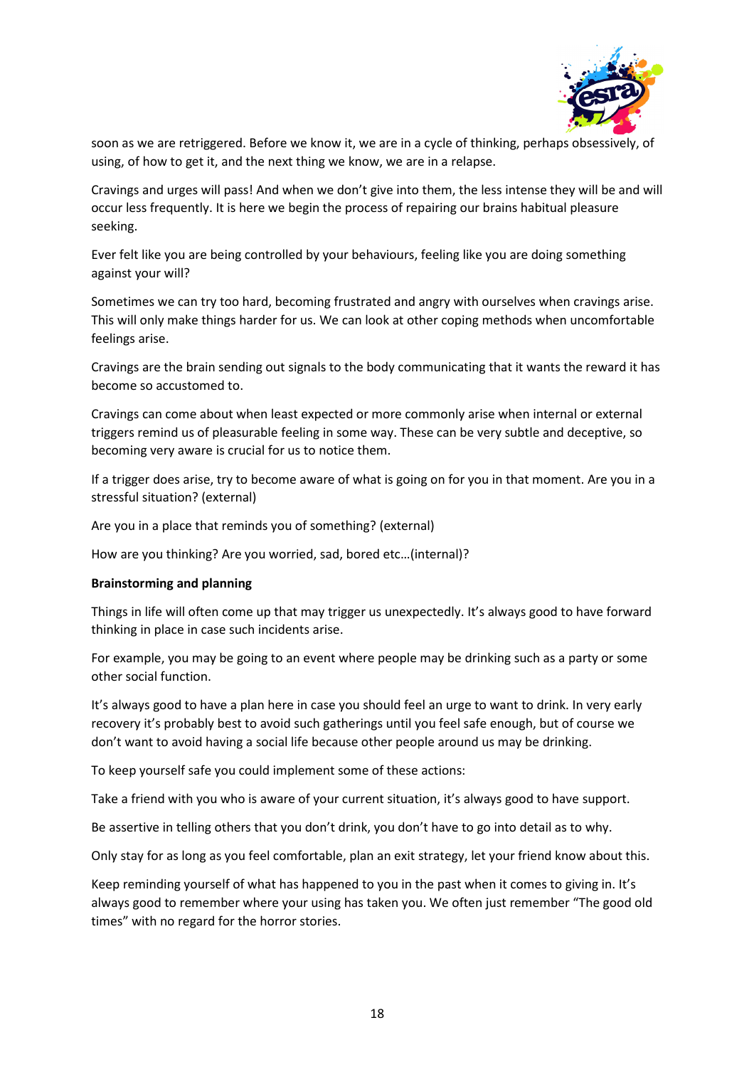soon as we are retriggered. Before we know it, we are in a cycle of thinking, perhaps obsessively, of using, of how to get it, and the next thing we know, we are in a relapse.

Cravings and urges will pass! And when we don't give into them, the less intense they will be and will occur less frequently. It is here we begin the process of repairing our brains habitual pleasure seeking.

Ever felt like you are being controlled by your behaviours, feeling like you are doing something against your will?

Sometimes we can try too hard, becoming frustrated and angry with ourselves when cravings arise. This will only make things harder for us. We can look at other coping methods when uncomfortable feelings arise.

Cravings are the brain sending out signals to the body communicating that it wants the reward it has become so accustomed to.

Cravings can come about when least expected or more commonly arise when internal or external triggers remind us of pleasurable feeling in some way. These can be very subtle and deceptive, so becoming very aware is crucial for us to notice them.

If a trigger does arise, try to become aware of what is going on for you in that moment. Are you in a stressful situation? (external)

Are you in a place that reminds you of something? (external)

How are you thinking? Are you worried, sad, bored etc…(internal)?

**Brainstorming and planning**

Things in life will often come up that may trigger us unexpectedly. It's always good to have forward thinking in place in case such incidents arise.

For example, you may be going to an event where people may be drinking such as a party or some other social function.

It's always good to have a plan here in case you should feel an urge to want to drink. In very early recovery it's probably best to avoid such gatherings until you feel safe enough, but of course we don't want to avoid having a social life because other people around us may be drinking.

To keep yourself safe you could implement some of these actions:

Take a friend with you who is aware of your current situation, it's always good to have support.

Be assertive in telling others that you don't drink, you don't have to go into detail as to why.

Only stay for as long as you feel comfortable, plan an exit strategy, let your friend know about this.

Keep reminding yourself of what has happened to you in the past when it comes to giving in. It's always good to remember where your using has taken you. We often just remember "The good old times" with no regard for the horror stories.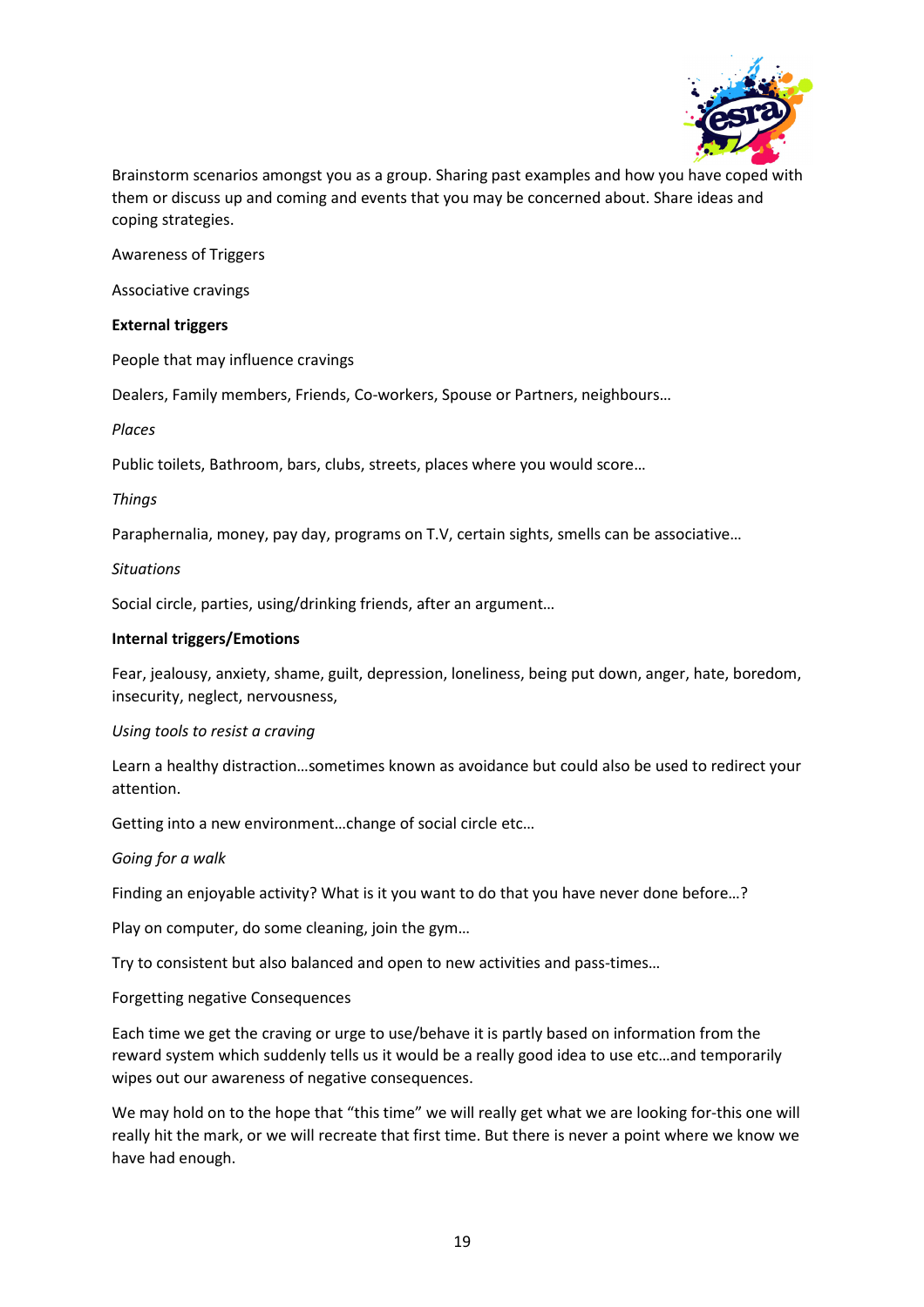Brainstorm scenarios amongst you as a group. Sharing past examples and how you have coped with them or discuss up and coming and events that you may be concerned about. Share ideas and coping strategies.

Awareness of Triggers

Associative cravings

**External triggers**

People that may influence cravings

Dealers, Family members, Friends, Co-workers, Spouse or Partners, neighbours…

*Places*

Public toilets, Bathroom, bars, clubs, streets, places where you would score…

*Things*

Paraphernalia, money, pay day, programs on T.V, certain sights, smells can be associative…

*Situations*

Social circle, parties, using/drinking friends, after an argument…

**Internal triggers/Emotions**

Fear, jealousy, anxiety, shame, guilt, depression, loneliness, being put down, anger, hate, boredom, insecurity, neglect, nervousness,

*Using tools to resist a craving*

Learn a healthy distraction…sometimes known as avoidance but could also be used to redirect your attention.

Getting into a new environment…change of social circle etc…

*Going for a walk*

Finding an enjoyable activity? What is it you want to do that you have never done before…?

Play on computer, do some cleaning, join the gym…

Try to consistent but also balanced and open to new activities and pass-times…

Forgetting negative Consequences

Each time we get the craving or urge to use/behave it is partly based on information from the reward system which suddenly tells us it would be a really good idea to use etc…and temporarily wipes out our awareness of negative consequences.

We may hold on to the hope that "this time" we will really get what we are looking for-this one will really hit the mark, or we will recreate that first time. But there is never a point where we know we have had enough.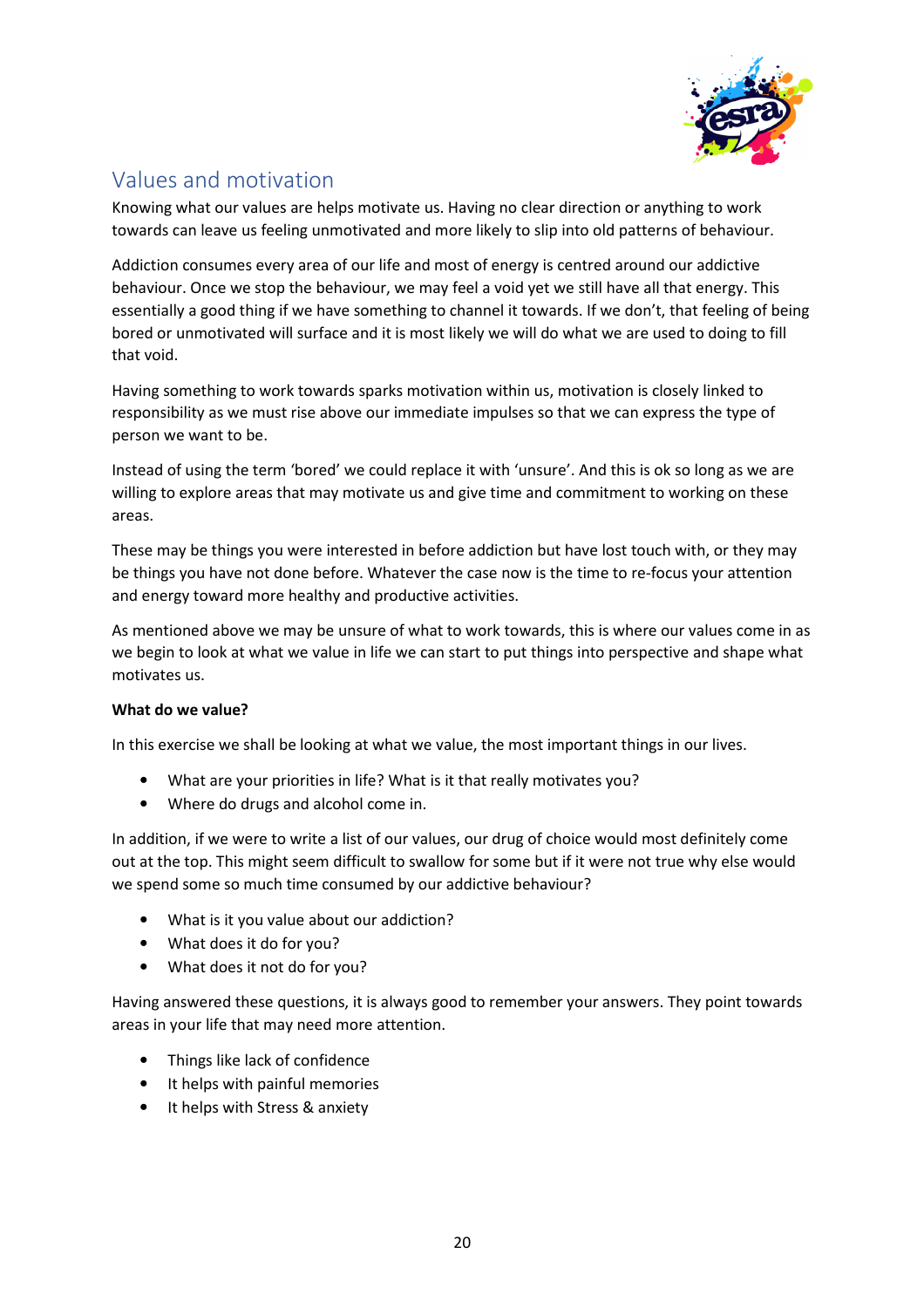## Values and motivation

Knowing what our values are helps motivate us. Having no clear direction or anything to work towards can leave us feeling unmotivated and more likely to slip into old patterns of behaviour.

Addiction consumes every area of our life and most of energy is centred around our addictive behaviour. Once we stop the behaviour, we may feel a void yet we still have all that energy. This essentially a good thing if we have something to channel it towards. If we don't, that feeling of being bored or unmotivated will surface and it is most likely we will do what we are used to doing to fill that void.

Having something to work towards sparks motivation within us, motivation is closely linked to responsibility as we must rise above our immediate impulses so that we can express the type of person we want to be.

Instead of using the term 'bored' we could replace it with 'unsure'. And this is ok so long as we are willing to explore areas that may motivate us and give time and commitment to working on these areas.

These may be things you were interested in before addiction but have lost touch with, or they may be things you have not done before. Whatever the case now is the time to re-focus your attention and energy toward more healthy and productive activities.

As mentioned above we may be unsure of what to work towards, this is where our values come in as we begin to look at what we value in life we can start to put things into perspective and shape what motivates us.

**What do we value?**

In this exercise we shall be looking at what we value, the most important things in our lives.

- What are your priorities in life? What is it that really motivates you?
- Where do drugs and alcohol come in.

In addition, if we were to write a list of our values, our drug of choice would most definitely come out at the top. This might seem difficult to swallow for some but if it were not true why else would we spend some so much time consumed by our addictive behaviour?

- What is it you value about our addiction?
- What does it do for you?
- What does it not do for you?

Having answered these questions, it is always good to remember your answers. They point towards areas in your life that may need more attention.

- Things like lack of confidence
- It helps with painful memories
- It helps with Stress & anxiety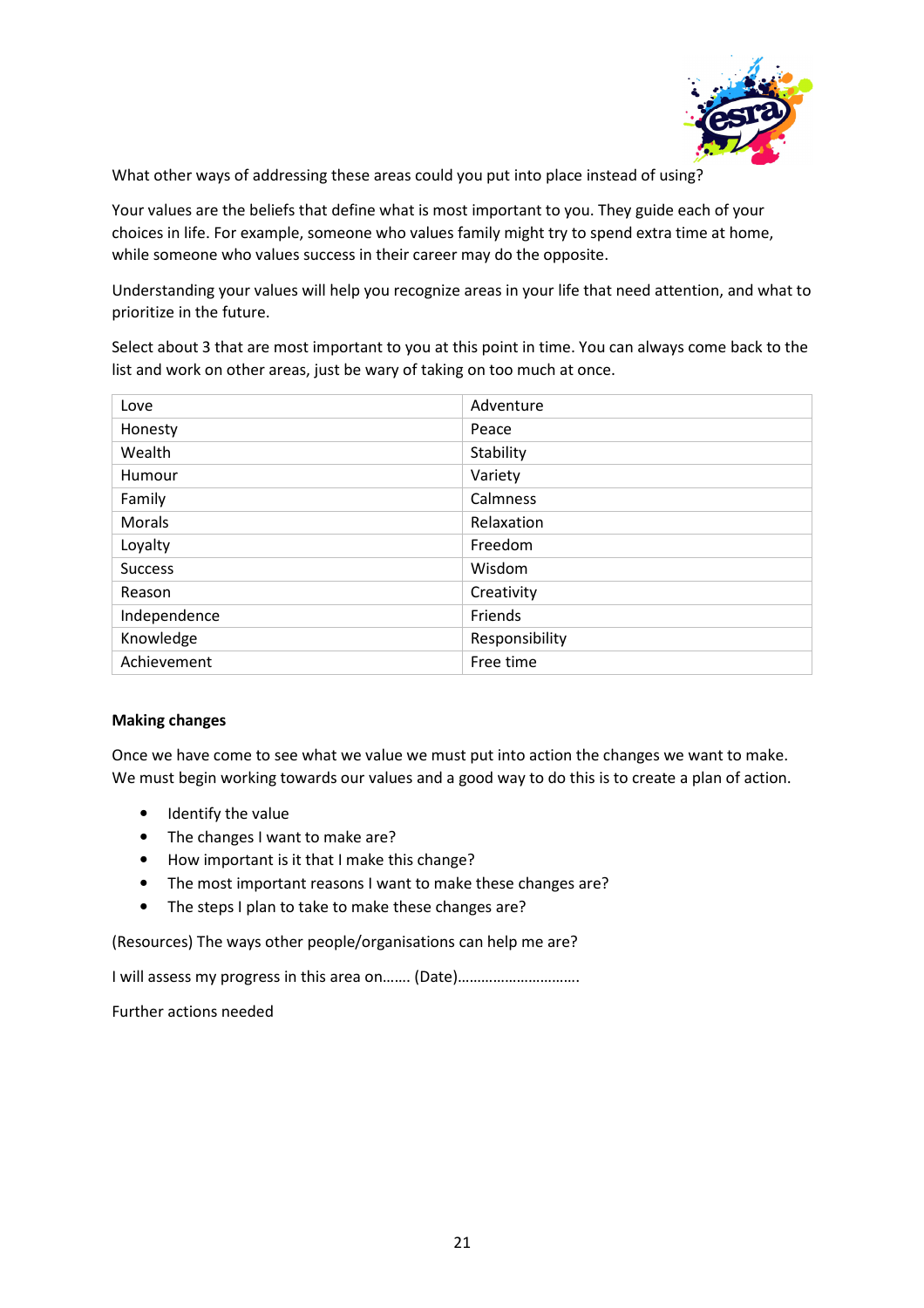What other ways of addressing these areas could you put into place instead of using?

Your values are the beliefs that define what is most important to you. They guide each of your choices in life. For example, someone who values family might try to spend extra time at home, while someone who values success in their career may do the opposite.

Understanding your values will help you recognize areas in your life that need attention, and what to prioritize in the future.

Select about 3 that are most important to you at this point in time. You can always come back to the list and work on other areas, just be wary of taking on too much at once.

| | |
|---|---|
| Love | Adventure |
| Honesty | Peace |
| Wealth | Stability |
| Humour | Variety |
| Family | Calmness |
| Morals | Relaxation |
| Loyalty | Freedom |
| Success | Wisdom |
| Reason | Creativity |
| Independence | Friends |
| Knowledge | Responsibility |
| Achievement | Free time |

**Making changes**

Once we have come to see what we value we must put into action the changes we want to make. We must begin working towards our values and a good way to do this is to create a plan of action.

- Identify the value
- The changes I want to make are?
- How important is it that I make this change?
- The most important reasons I want to make these changes are?
- The steps I plan to take to make these changes are?

(Resources) The ways other people/organisations can help me are?

I will assess my progress in this area on……. (Date)………………………….

Further actions needed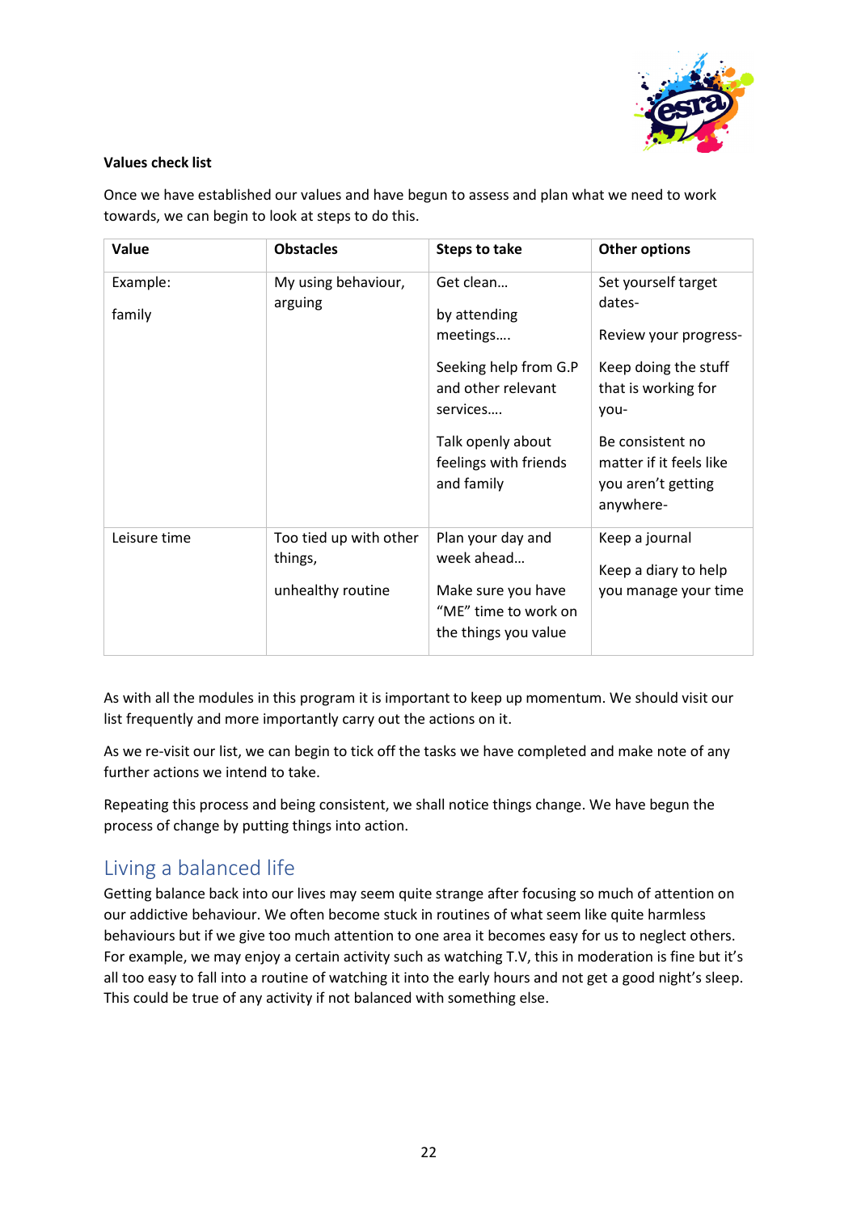**Values check list**

Once we have established our values and have begun to assess and plan what we need to work towards, we can begin to look at steps to do this.

| Value | Obstacles | Steps to take | Other options |
|---|---|---|---|
| Example:<br><br>family | My using behaviour, arguing | Get clean…<br><br>by attending meetings….<br><br>Seeking help from G.P and other relevant services….<br><br>Talk openly about feelings with friends and family | Set yourself target dates-<br><br>Review your progress-<br><br>Keep doing the stuff that is working for you-<br><br>Be consistent no matter if it feels like you aren't getting anywhere- |
| Leisure time | Too tied up with other things,<br><br>unhealthy routine | Plan your day and week ahead…<br><br>Make sure you have "ME" time to work on the things you value | Keep a journal<br><br>Keep a diary to help you manage your time |

As with all the modules in this program it is important to keep up momentum. We should visit our list frequently and more importantly carry out the actions on it.

As we re-visit our list, we can begin to tick off the tasks we have completed and make note of any further actions we intend to take.

Repeating this process and being consistent, we shall notice things change. We have begun the process of change by putting things into action.

## Living a balanced life

Getting balance back into our lives may seem quite strange after focusing so much of attention on our addictive behaviour. We often become stuck in routines of what seem like quite harmless behaviours but if we give too much attention to one area it becomes easy for us to neglect others. For example, we may enjoy a certain activity such as watching T.V, this in moderation is fine but it's all too easy to fall into a routine of watching it into the early hours and not get a good night's sleep. This could be true of any activity if not balanced with something else.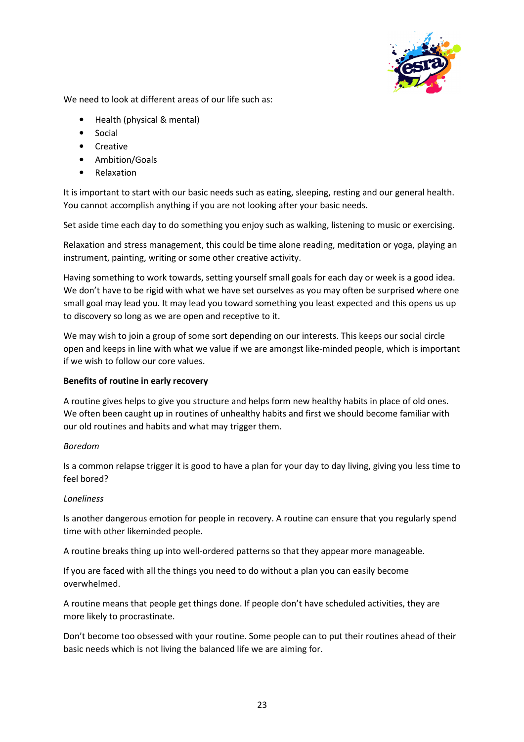We need to look at different areas of our life such as:

- Health (physical & mental)
- Social
- Creative
- Ambition/Goals
- Relaxation

It is important to start with our basic needs such as eating, sleeping, resting and our general health. You cannot accomplish anything if you are not looking after your basic needs.

Set aside time each day to do something you enjoy such as walking, listening to music or exercising.

Relaxation and stress management, this could be time alone reading, meditation or yoga, playing an instrument, painting, writing or some other creative activity.

Having something to work towards, setting yourself small goals for each day or week is a good idea. We don't have to be rigid with what we have set ourselves as you may often be surprised where one small goal may lead you. It may lead you toward something you least expected and this opens us up to discovery so long as we are open and receptive to it.

We may wish to join a group of some sort depending on our interests. This keeps our social circle open and keeps in line with what we value if we are amongst like-minded people, which is important if we wish to follow our core values.

**Benefits of routine in early recovery**

A routine gives helps to give you structure and helps form new healthy habits in place of old ones. We often been caught up in routines of unhealthy habits and first we should become familiar with our old routines and habits and what may trigger them.

*Boredom*

Is a common relapse trigger it is good to have a plan for your day to day living, giving you less time to feel bored?

*Loneliness*

Is another dangerous emotion for people in recovery. A routine can ensure that you regularly spend time with other likeminded people.

A routine breaks thing up into well-ordered patterns so that they appear more manageable.

If you are faced with all the things you need to do without a plan you can easily become overwhelmed.

A routine means that people get things done. If people don't have scheduled activities, they are more likely to procrastinate.

Don't become too obsessed with your routine. Some people can to put their routines ahead of their basic needs which is not living the balanced life we are aiming for.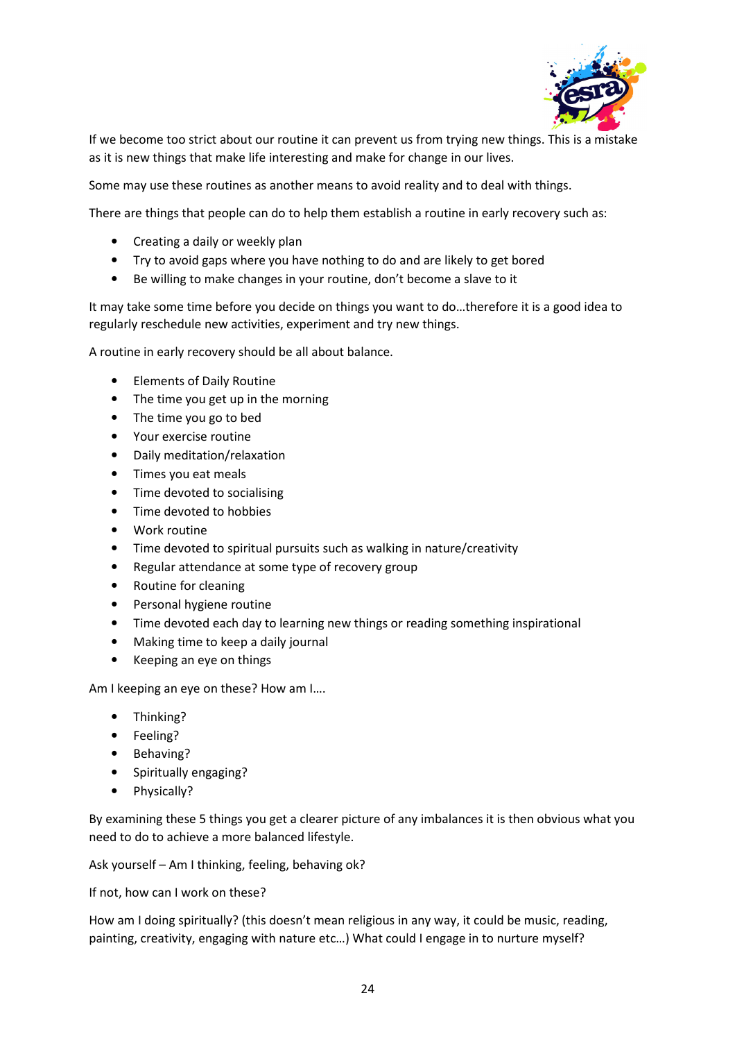If we become too strict about our routine it can prevent us from trying new things. This is a mistake as it is new things that make life interesting and make for change in our lives.

Some may use these routines as another means to avoid reality and to deal with things.

There are things that people can do to help them establish a routine in early recovery such as:

- Creating a daily or weekly plan
- Try to avoid gaps where you have nothing to do and are likely to get bored
- Be willing to make changes in your routine, don't become a slave to it

It may take some time before you decide on things you want to do…therefore it is a good idea to regularly reschedule new activities, experiment and try new things.

A routine in early recovery should be all about balance.

- Elements of Daily Routine
- The time you get up in the morning
- The time you go to bed
- Your exercise routine
- Daily meditation/relaxation
- Times you eat meals
- Time devoted to socialising
- Time devoted to hobbies
- Work routine
- Time devoted to spiritual pursuits such as walking in nature/creativity
- Regular attendance at some type of recovery group
- Routine for cleaning
- Personal hygiene routine
- Time devoted each day to learning new things or reading something inspirational
- Making time to keep a daily journal
- Keeping an eye on things

Am I keeping an eye on these? How am I….

- Thinking?
- Feeling?
- Behaving?
- Spiritually engaging?
- Physically?

By examining these 5 things you get a clearer picture of any imbalances it is then obvious what you need to do to achieve a more balanced lifestyle.

Ask yourself – Am I thinking, feeling, behaving ok?

If not, how can I work on these?

How am I doing spiritually? (this doesn't mean religious in any way, it could be music, reading, painting, creativity, engaging with nature etc…) What could I engage in to nurture myself?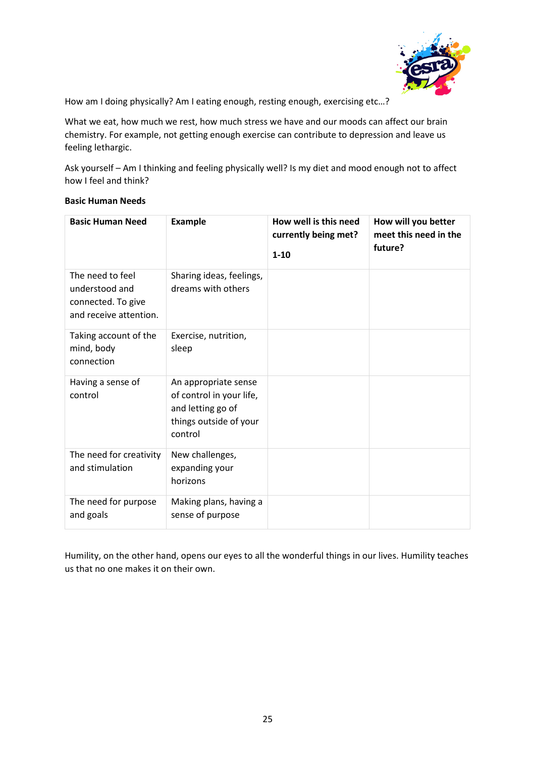How am I doing physically? Am I eating enough, resting enough, exercising etc…?

What we eat, how much we rest, how much stress we have and our moods can affect our brain chemistry. For example, not getting enough exercise can contribute to depression and leave us feeling lethargic.

Ask yourself – Am I thinking and feeling physically well? Is my diet and mood enough not to affect how I feel and think?

**Basic Human Needs**

| Basic Human Need | Example | How well is this need currently being met? 1-10 | How will you better meet this need in the future? |
|---|---|---|---|
| The need to feel understood and connected. To give and receive attention. | Sharing ideas, feelings, dreams with others | | |
| Taking account of the mind, body connection | Exercise, nutrition, sleep | | |
| Having a sense of control | An appropriate sense of control in your life, and letting go of things outside of your control | | |
| The need for creativity and stimulation | New challenges, expanding your horizons | | |
| The need for purpose and goals | Making plans, having a sense of purpose | | |

Humility, on the other hand, opens our eyes to all the wonderful things in our lives. Humility teaches us that no one makes it on their own.